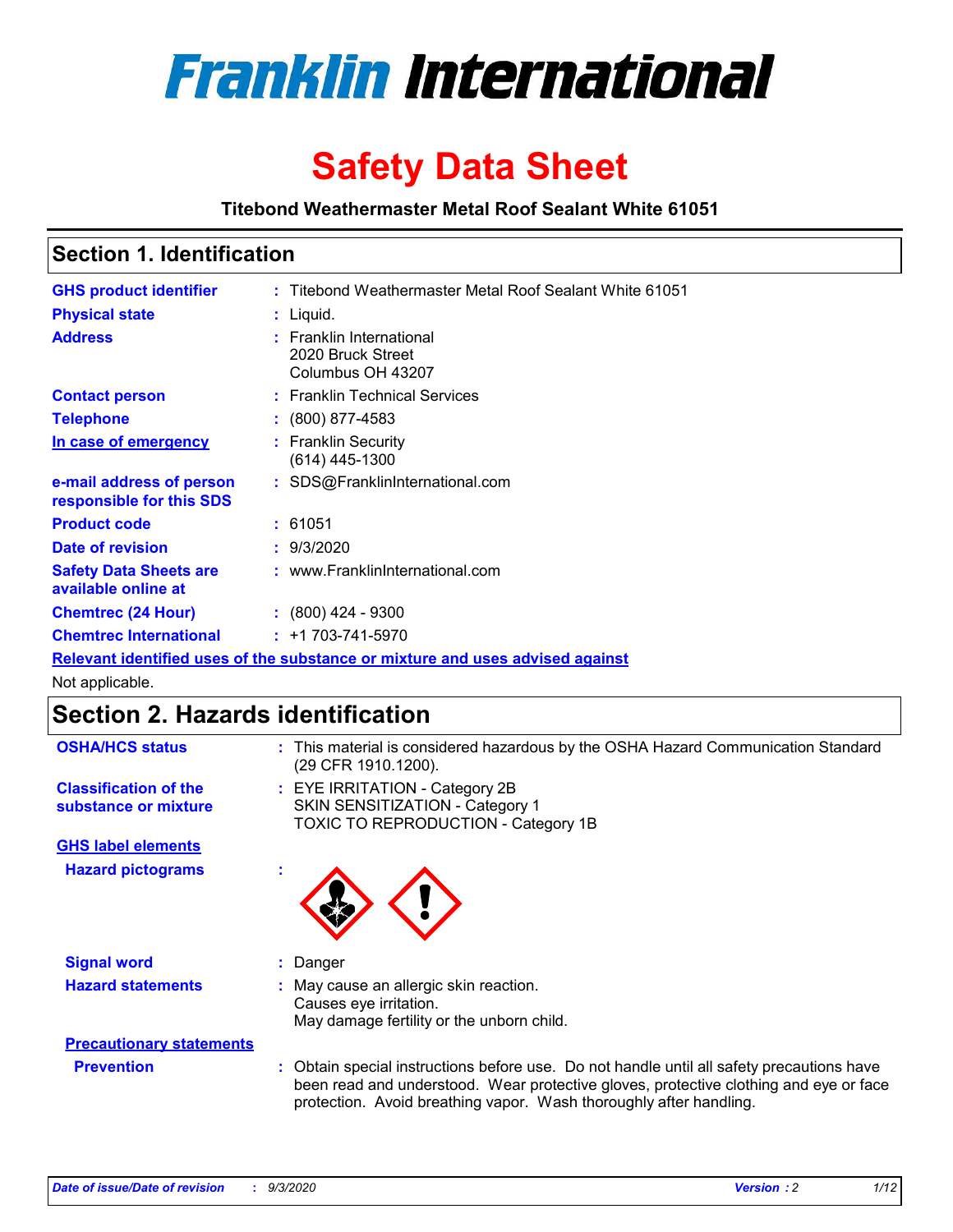# Franklin International

# Safety Data Sheet

**Titebond Weathermaster Metal Roof Sealant White 61051**

## Section 1. Identification

| | |
|---|---|
| **GHS product identifier** | : Titebond Weathermaster Metal Roof Sealant White 61051 |
| **Physical state** | : Liquid. |
| **Address** | : Franklin International<br>2020 Bruck Street<br>Columbus OH 43207 |
| **Contact person** | : Franklin Technical Services |
| **Telephone** | : (800) 877-4583 |
| **In case of emergency** | : Franklin Security<br>(614) 445-1300 |
| **e-mail address of person responsible for this SDS** | : SDS@FranklinInternational.com |
| **Product code** | : 61051 |
| **Date of revision** | : 9/3/2020 |
| **Safety Data Sheets are available online at** | : www.FranklinInternational.com |
| **Chemtrec (24 Hour)** | : (800) 424 - 9300 |
| **Chemtrec International** | : +1 703-741-5970 |

**Relevant identified uses of the substance or mixture and uses advised against**

Not applicable.

## Section 2. Hazards identification

| | |
|---|---|
| **OSHA/HCS status** | : This material is considered hazardous by the OSHA Hazard Communication Standard (29 CFR 1910.1200). |
| **Classification of the substance or mixture** | : EYE IRRITATION - Category 2B<br>SKIN SENSITIZATION - Category 1<br>TOXIC TO REPRODUCTION - Category 1B |

**GHS label elements**

**Hazard pictograms** :

| | |
|---|---|
| **Signal word** | : Danger |
| **Hazard statements** | : May cause an allergic skin reaction.<br>Causes eye irritation.<br>May damage fertility or the unborn child. |

**Precautionary statements**

| | |
|---|---|
| **Prevention** | : Obtain special instructions before use. Do not handle until all safety precautions have been read and understood. Wear protective gloves, protective clothing and eye or face protection. Avoid breathing vapor. Wash thoroughly after handling. |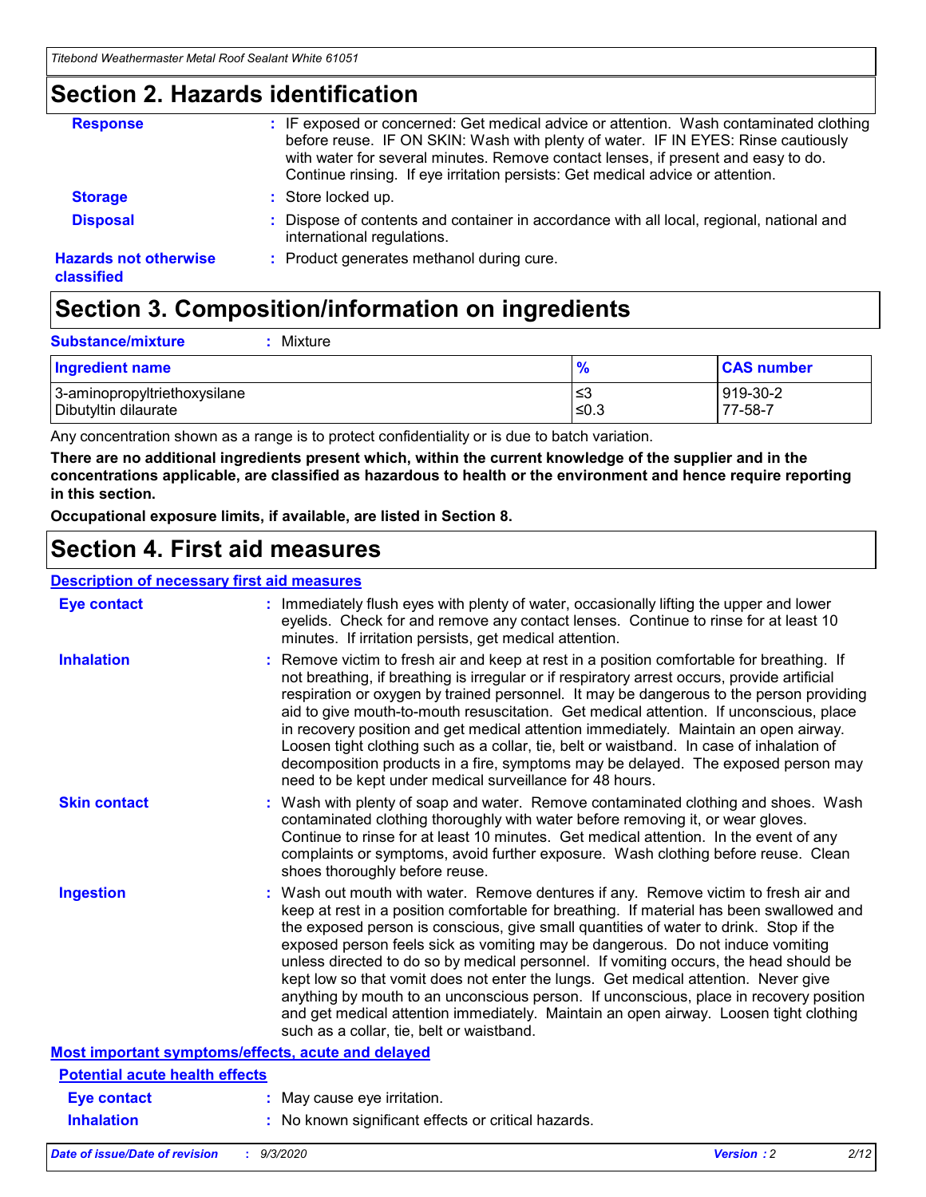## Section 2. Hazards identification

**Response** : IF exposed or concerned: Get medical advice or attention. Wash contaminated clothing before reuse. IF ON SKIN: Wash with plenty of water. IF IN EYES: Rinse cautiously with water for several minutes. Remove contact lenses, if present and easy to do. Continue rinsing. If eye irritation persists: Get medical advice or attention.

**Storage** : Store locked up.

**Disposal** : Dispose of contents and container in accordance with all local, regional, national and international regulations.

**Hazards not otherwise classified** : Product generates methanol during cure.

## Section 3. Composition/information on ingredients

**Substance/mixture** : Mixture

| Ingredient name | % | CAS number |
| --- | --- | --- |
| 3-aminopropyltriethoxysilane | ≤3 | 919-30-2 |
| Dibutyltin dilaurate | ≤0.3 | 77-58-7 |

Any concentration shown as a range is to protect confidentiality or is due to batch variation.

**There are no additional ingredients present which, within the current knowledge of the supplier and in the concentrations applicable, are classified as hazardous to health or the environment and hence require reporting in this section.**

**Occupational exposure limits, if available, are listed in Section 8.**

## Section 4. First aid measures

### Description of necessary first aid measures

**Eye contact** : Immediately flush eyes with plenty of water, occasionally lifting the upper and lower eyelids. Check for and remove any contact lenses. Continue to rinse for at least 10 minutes. If irritation persists, get medical attention.

**Inhalation** : Remove victim to fresh air and keep at rest in a position comfortable for breathing. If not breathing, if breathing is irregular or if respiratory arrest occurs, provide artificial respiration or oxygen by trained personnel. It may be dangerous to the person providing aid to give mouth-to-mouth resuscitation. Get medical attention. If unconscious, place in recovery position and get medical attention immediately. Maintain an open airway. Loosen tight clothing such as a collar, tie, belt or waistband. In case of inhalation of decomposition products in a fire, symptoms may be delayed. The exposed person may need to be kept under medical surveillance for 48 hours.

**Skin contact** : Wash with plenty of soap and water. Remove contaminated clothing and shoes. Wash contaminated clothing thoroughly with water before removing it, or wear gloves. Continue to rinse for at least 10 minutes. Get medical attention. In the event of any complaints or symptoms, avoid further exposure. Wash clothing before reuse. Clean shoes thoroughly before reuse.

**Ingestion** : Wash out mouth with water. Remove dentures if any. Remove victim to fresh air and keep at rest in a position comfortable for breathing. If material has been swallowed and the exposed person is conscious, give small quantities of water to drink. Stop if the exposed person feels sick as vomiting may be dangerous. Do not induce vomiting unless directed to do so by medical personnel. If vomiting occurs, the head should be kept low so that vomit does not enter the lungs. Get medical attention. Never give anything by mouth to an unconscious person. If unconscious, place in recovery position and get medical attention immediately. Maintain an open airway. Loosen tight clothing such as a collar, tie, belt or waistband.

### Most important symptoms/effects, acute and delayed

#### Potential acute health effects

**Eye contact** : May cause eye irritation.

**Inhalation** : No known significant effects or critical hazards.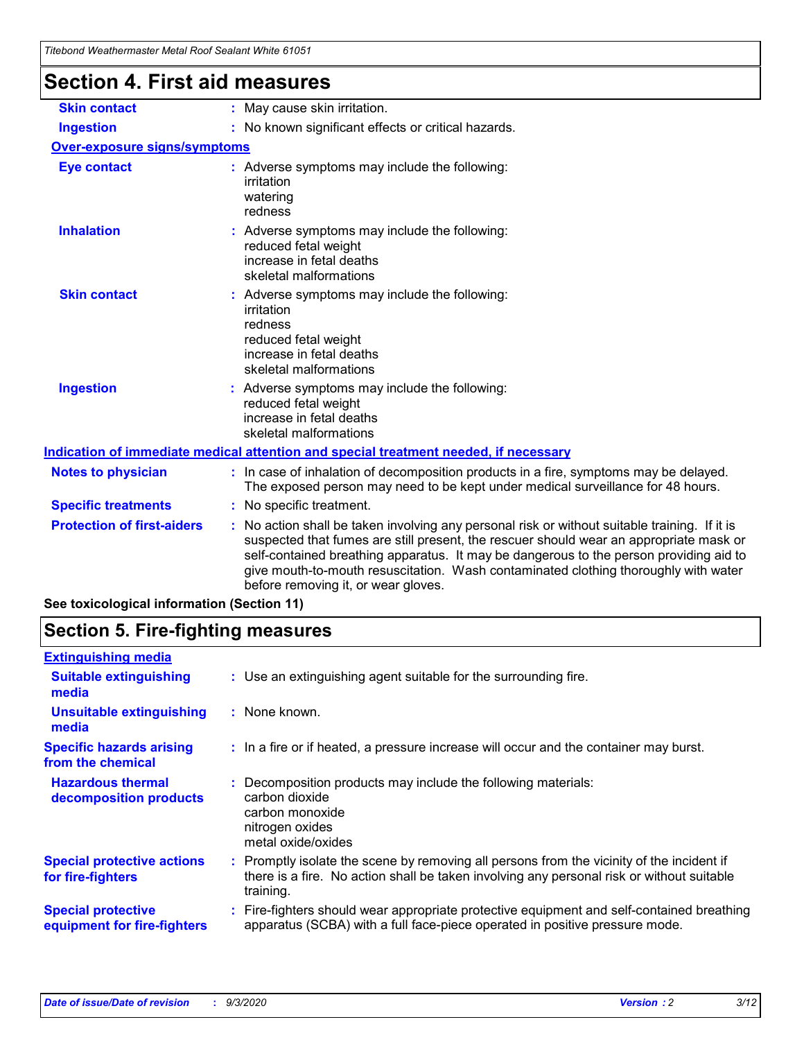# Section 4. First aid measures

| | |
|---|---|
| **Skin contact** | : May cause skin irritation. |
| **Ingestion** | : No known significant effects or critical hazards. |

**Over-exposure signs/symptoms**

| | |
|---|---|
| **Eye contact** | : Adverse symptoms may include the following:<br>irritation<br>watering<br>redness |
| **Inhalation** | : Adverse symptoms may include the following:<br>reduced fetal weight<br>increase in fetal deaths<br>skeletal malformations |
| **Skin contact** | : Adverse symptoms may include the following:<br>irritation<br>redness<br>reduced fetal weight<br>increase in fetal deaths<br>skeletal malformations |
| **Ingestion** | : Adverse symptoms may include the following:<br>reduced fetal weight<br>increase in fetal deaths<br>skeletal malformations |

**Indication of immediate medical attention and special treatment needed, if necessary**

| | |
|---|---|
| **Notes to physician** | : In case of inhalation of decomposition products in a fire, symptoms may be delayed. The exposed person may need to be kept under medical surveillance for 48 hours. |
| **Specific treatments** | : No specific treatment. |
| **Protection of first-aiders** | : No action shall be taken involving any personal risk or without suitable training. If it is suspected that fumes are still present, the rescuer should wear an appropriate mask or self-contained breathing apparatus. It may be dangerous to the person providing aid to give mouth-to-mouth resuscitation. Wash contaminated clothing thoroughly with water before removing it, or wear gloves. |

**See toxicological information (Section 11)**

# Section 5. Fire-fighting measures

**Extinguishing media**

| | |
|---|---|
| **Suitable extinguishing media** | : Use an extinguishing agent suitable for the surrounding fire. |
| **Unsuitable extinguishing media** | : None known. |
| **Specific hazards arising from the chemical** | : In a fire or if heated, a pressure increase will occur and the container may burst. |
| **Hazardous thermal decomposition products** | : Decomposition products may include the following materials:<br>carbon dioxide<br>carbon monoxide<br>nitrogen oxides<br>metal oxide/oxides |
| **Special protective actions for fire-fighters** | : Promptly isolate the scene by removing all persons from the vicinity of the incident if there is a fire. No action shall be taken involving any personal risk or without suitable training. |
| **Special protective equipment for fire-fighters** | : Fire-fighters should wear appropriate protective equipment and self-contained breathing apparatus (SCBA) with a full face-piece operated in positive pressure mode. |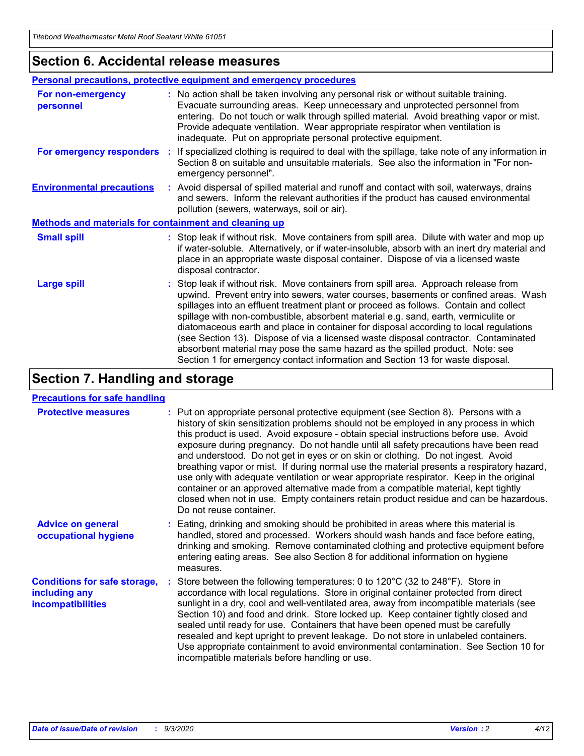## Section 6. Accidental release measures

### Personal precautions, protective equipment and emergency procedures

**For non-emergency personnel** : No action shall be taken involving any personal risk or without suitable training. Evacuate surrounding areas. Keep unnecessary and unprotected personnel from entering. Do not touch or walk through spilled material. Avoid breathing vapor or mist. Provide adequate ventilation. Wear appropriate respirator when ventilation is inadequate. Put on appropriate personal protective equipment.

**For emergency responders** : If specialized clothing is required to deal with the spillage, take note of any information in Section 8 on suitable and unsuitable materials. See also the information in "For non-emergency personnel".

**Environmental precautions** : Avoid dispersal of spilled material and runoff and contact with soil, waterways, drains and sewers. Inform the relevant authorities if the product has caused environmental pollution (sewers, waterways, soil or air).

### Methods and materials for containment and cleaning up

**Small spill** : Stop leak if without risk. Move containers from spill area. Dilute with water and mop up if water-soluble. Alternatively, or if water-insoluble, absorb with an inert dry material and place in an appropriate waste disposal container. Dispose of via a licensed waste disposal contractor.

**Large spill** : Stop leak if without risk. Move containers from spill area. Approach release from upwind. Prevent entry into sewers, water courses, basements or confined areas. Wash spillages into an effluent treatment plant or proceed as follows. Contain and collect spillage with non-combustible, absorbent material e.g. sand, earth, vermiculite or diatomaceous earth and place in container for disposal according to local regulations (see Section 13). Dispose of via a licensed waste disposal contractor. Contaminated absorbent material may pose the same hazard as the spilled product. Note: see Section 1 for emergency contact information and Section 13 for waste disposal.

## Section 7. Handling and storage

### Precautions for safe handling

**Protective measures** : Put on appropriate personal protective equipment (see Section 8). Persons with a history of skin sensitization problems should not be employed in any process in which this product is used. Avoid exposure - obtain special instructions before use. Avoid exposure during pregnancy. Do not handle until all safety precautions have been read and understood. Do not get in eyes or on skin or clothing. Do not ingest. Avoid breathing vapor or mist. If during normal use the material presents a respiratory hazard, use only with adequate ventilation or wear appropriate respirator. Keep in the original container or an approved alternative made from a compatible material, kept tightly closed when not in use. Empty containers retain product residue and can be hazardous. Do not reuse container.

**Advice on general occupational hygiene** : Eating, drinking and smoking should be prohibited in areas where this material is handled, stored and processed. Workers should wash hands and face before eating, drinking and smoking. Remove contaminated clothing and protective equipment before entering eating areas. See also Section 8 for additional information on hygiene measures.

**Conditions for safe storage, including any incompatibilities** : Store between the following temperatures: 0 to 120°C (32 to 248°F). Store in accordance with local regulations. Store in original container protected from direct sunlight in a dry, cool and well-ventilated area, away from incompatible materials (see Section 10) and food and drink. Store locked up. Keep container tightly closed and sealed until ready for use. Containers that have been opened must be carefully resealed and kept upright to prevent leakage. Do not store in unlabeled containers. Use appropriate containment to avoid environmental contamination. See Section 10 for incompatible materials before handling or use.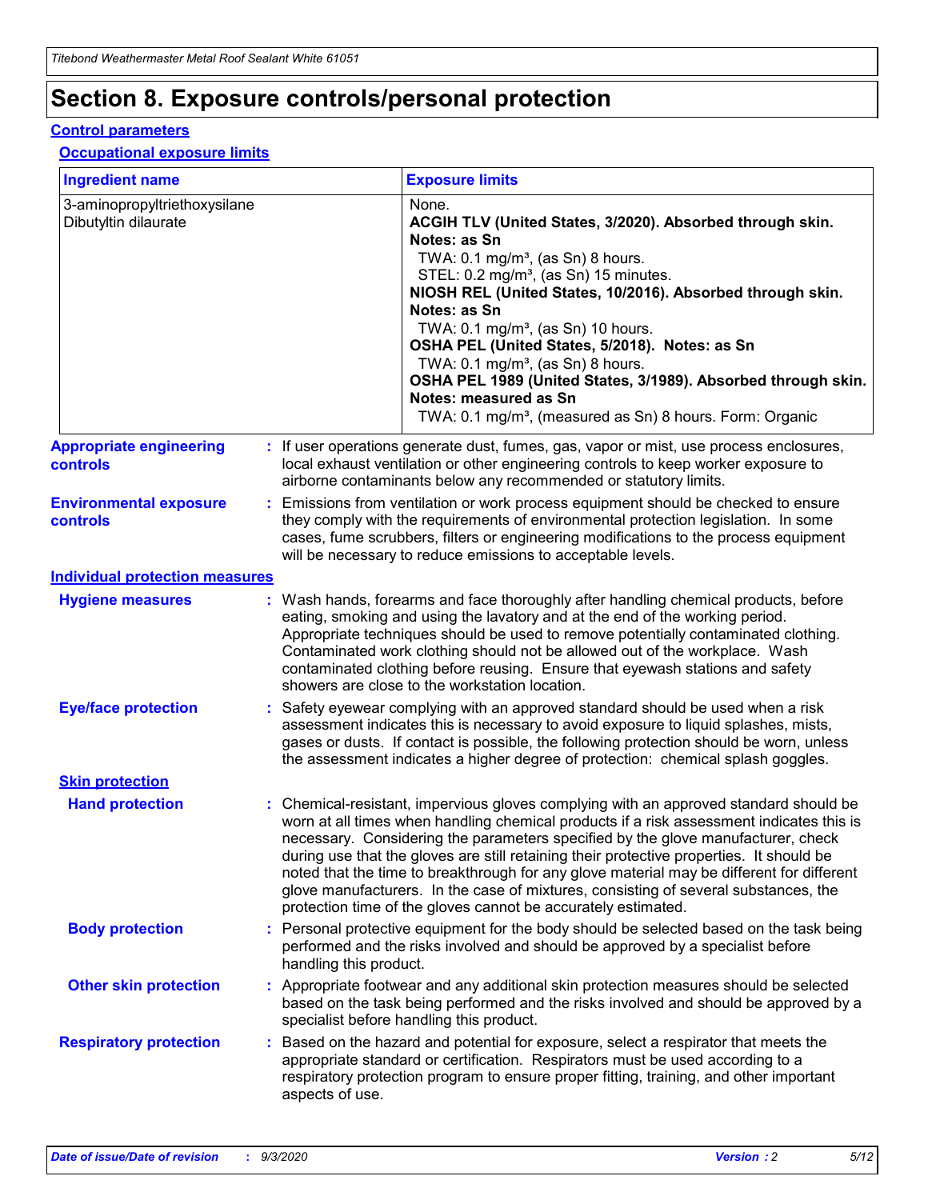# Section 8. Exposure controls/personal protection

## Control parameters

### Occupational exposure limits

| Ingredient name | Exposure limits |
| --- | --- |
| 3-aminopropyltriethoxysilane | None. |
| Dibutyltin dilaurate | **ACGIH TLV (United States, 3/2020). Absorbed through skin. Notes: as Sn**<br>TWA: 0.1 mg/m³, (as Sn) 8 hours.<br>STEL: 0.2 mg/m³, (as Sn) 15 minutes.<br>**NIOSH REL (United States, 10/2016). Absorbed through skin. Notes: as Sn**<br>TWA: 0.1 mg/m³, (as Sn) 10 hours.<br>**OSHA PEL (United States, 5/2018). Notes: as Sn**<br>TWA: 0.1 mg/m³, (as Sn) 8 hours.<br>**OSHA PEL 1989 (United States, 3/1989). Absorbed through skin. Notes: measured as Sn**<br>TWA: 0.1 mg/m³, (measured as Sn) 8 hours. Form: Organic |

**Appropriate engineering controls** : If user operations generate dust, fumes, gas, vapor or mist, use process enclosures, local exhaust ventilation or other engineering controls to keep worker exposure to airborne contaminants below any recommended or statutory limits.

**Environmental exposure controls** : Emissions from ventilation or work process equipment should be checked to ensure they comply with the requirements of environmental protection legislation. In some cases, fume scrubbers, filters or engineering modifications to the process equipment will be necessary to reduce emissions to acceptable levels.

## Individual protection measures

**Hygiene measures** : Wash hands, forearms and face thoroughly after handling chemical products, before eating, smoking and using the lavatory and at the end of the working period. Appropriate techniques should be used to remove potentially contaminated clothing. Contaminated work clothing should not be allowed out of the workplace. Wash contaminated clothing before reusing. Ensure that eyewash stations and safety showers are close to the workstation location.

**Eye/face protection** : Safety eyewear complying with an approved standard should be used when a risk assessment indicates this is necessary to avoid exposure to liquid splashes, mists, gases or dusts. If contact is possible, the following protection should be worn, unless the assessment indicates a higher degree of protection: chemical splash goggles.

### Skin protection

**Hand protection** : Chemical-resistant, impervious gloves complying with an approved standard should be worn at all times when handling chemical products if a risk assessment indicates this is necessary. Considering the parameters specified by the glove manufacturer, check during use that the gloves are still retaining their protective properties. It should be noted that the time to breakthrough for any glove material may be different for different glove manufacturers. In the case of mixtures, consisting of several substances, the protection time of the gloves cannot be accurately estimated.

**Body protection** : Personal protective equipment for the body should be selected based on the task being performed and the risks involved and should be approved by a specialist before handling this product.

**Other skin protection** : Appropriate footwear and any additional skin protection measures should be selected based on the task being performed and the risks involved and should be approved by a specialist before handling this product.

**Respiratory protection** : Based on the hazard and potential for exposure, select a respirator that meets the appropriate standard or certification. Respirators must be used according to a respiratory protection program to ensure proper fitting, training, and other important aspects of use.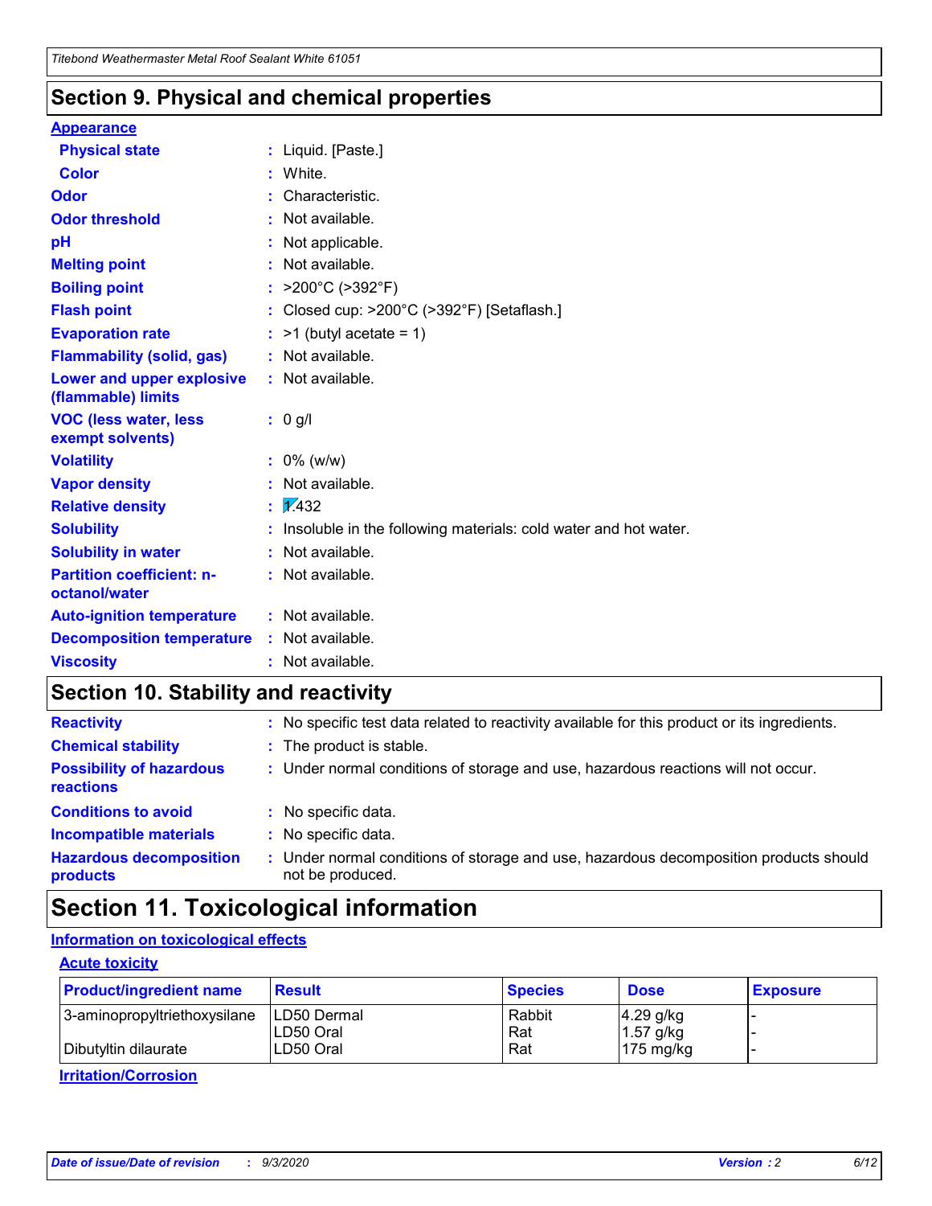## Section 9. Physical and chemical properties

**Appearance**

| | |
|---|---|
| **Physical state** | : Liquid. [Paste.] |
| **Color** | : White. |
| **Odor** | : Characteristic. |
| **Odor threshold** | : Not available. |
| **pH** | : Not applicable. |
| **Melting point** | : Not available. |
| **Boiling point** | : >200°C (>392°F) |
| **Flash point** | : Closed cup: >200°C (>392°F) [Setaflash.] |
| **Evaporation rate** | : >1 (butyl acetate = 1) |
| **Flammability (solid, gas)** | : Not available. |
| **Lower and upper explosive (flammable) limits** | : Not available. |
| **VOC (less water, less exempt solvents)** | : 0 g/l |
| **Volatility** | : 0% (w/w) |
| **Vapor density** | : Not available. |
| **Relative density** | : 1.432 |
| **Solubility** | : Insoluble in the following materials: cold water and hot water. |
| **Solubility in water** | : Not available. |
| **Partition coefficient: n-octanol/water** | : Not available. |
| **Auto-ignition temperature** | : Not available. |
| **Decomposition temperature** | : Not available. |
| **Viscosity** | : Not available. |

## Section 10. Stability and reactivity

| | |
|---|---|
| **Reactivity** | : No specific test data related to reactivity available for this product or its ingredients. |
| **Chemical stability** | : The product is stable. |
| **Possibility of hazardous reactions** | : Under normal conditions of storage and use, hazardous reactions will not occur. |
| **Conditions to avoid** | : No specific data. |
| **Incompatible materials** | : No specific data. |
| **Hazardous decomposition products** | : Under normal conditions of storage and use, hazardous decomposition products should not be produced. |

## Section 11. Toxicological information

**Information on toxicological effects**

**Acute toxicity**

| Product/ingredient name | Result | Species | Dose | Exposure |
|---|---|---|---|---|
| 3-aminopropyltriethoxysilane | LD50 Dermal | Rabbit | 4.29 g/kg | - |
| | LD50 Oral | Rat | 1.57 g/kg | - |
| Dibutyltin dilaurate | LD50 Oral | Rat | 175 mg/kg | - |

**Irritation/Corrosion**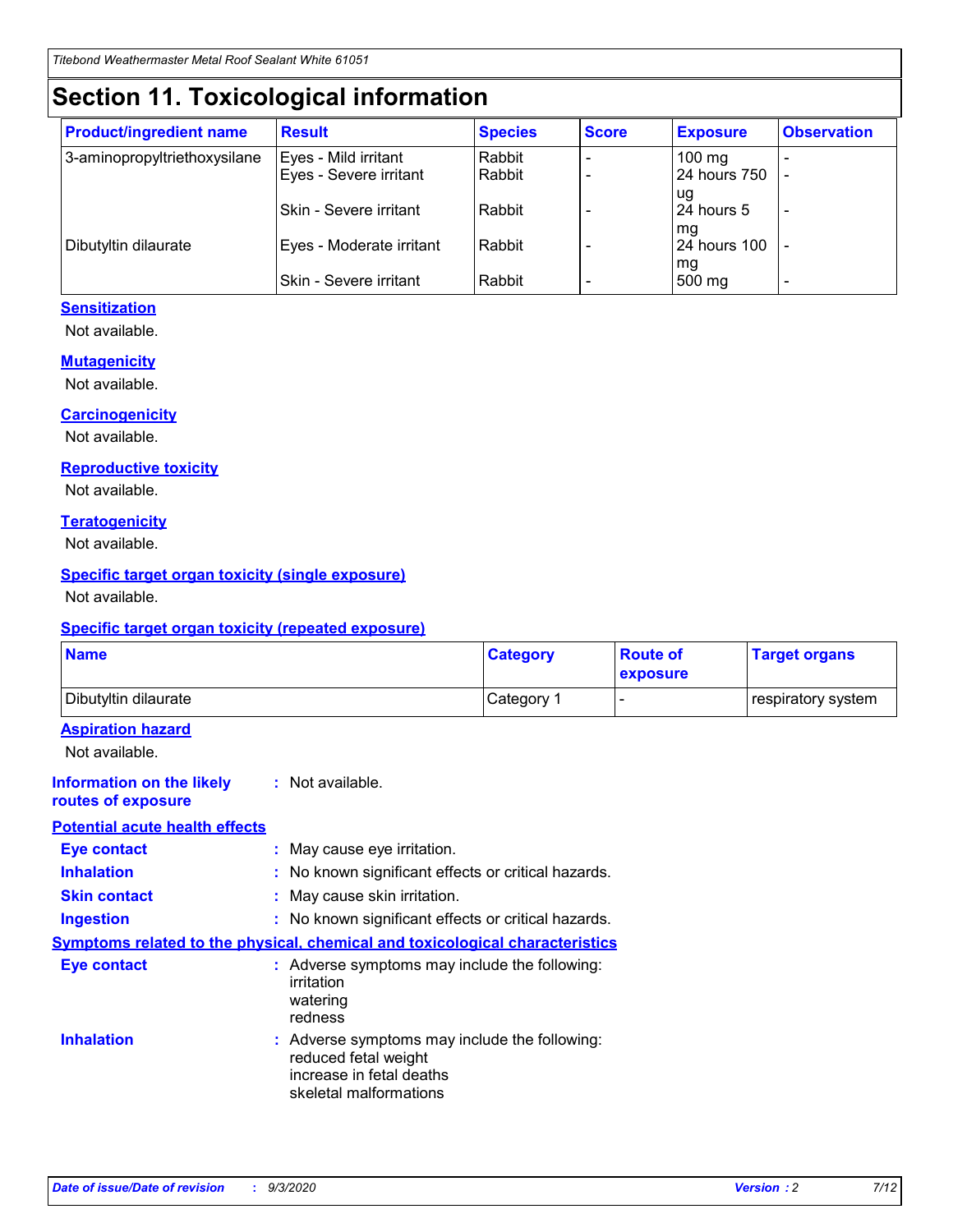# Section 11. Toxicological information

| Product/ingredient name | Result | Species | Score | Exposure | Observation |
|---|---|---|---|---|---|
| 3-aminopropyltriethoxysilane | Eyes - Mild irritant | Rabbit | - | 100 mg | - |
| | Eyes - Severe irritant | Rabbit | - | 24 hours 750 ug | - |
| | Skin - Severe irritant | Rabbit | - | 24 hours 5 mg | - |
| Dibutyltin dilaurate | Eyes - Moderate irritant | Rabbit | - | 24 hours 100 mg | - |
| | Skin - Severe irritant | Rabbit | - | 500 mg | - |

### Sensitization

Not available.

### Mutagenicity

Not available.

### Carcinogenicity

Not available.

### Reproductive toxicity

Not available.

### Teratogenicity

Not available.

### Specific target organ toxicity (single exposure)

Not available.

### Specific target organ toxicity (repeated exposure)

| Name | Category | Route of exposure | Target organs |
|---|---|---|---|
| Dibutyltin dilaurate | Category 1 | - | respiratory system |

### Aspiration hazard

Not available.

**Information on the likely routes of exposure** : Not available.

### Potential acute health effects

**Eye contact** : May cause eye irritation.

**Inhalation** : No known significant effects or critical hazards.

**Skin contact** : May cause skin irritation.

**Ingestion** : No known significant effects or critical hazards.

### Symptoms related to the physical, chemical and toxicological characteristics

**Eye contact** : Adverse symptoms may include the following:
irritation
watering
redness

**Inhalation** : Adverse symptoms may include the following:
reduced fetal weight
increase in fetal deaths
skeletal malformations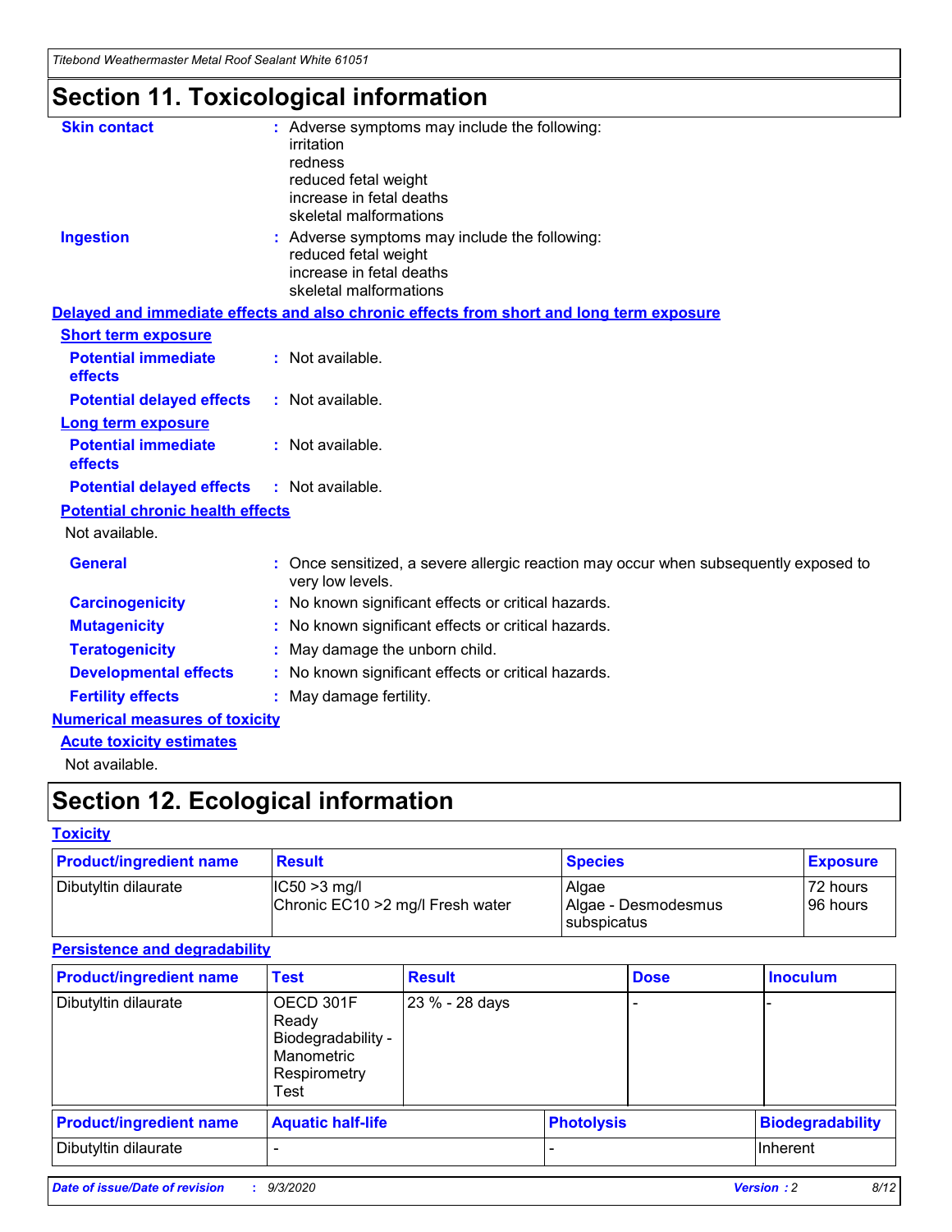# Section 11. Toxicological information

**Skin contact** : Adverse symptoms may include the following:
irritation
redness
reduced fetal weight
increase in fetal deaths
skeletal malformations

**Ingestion** : Adverse symptoms may include the following:
reduced fetal weight
increase in fetal deaths
skeletal malformations

**Delayed and immediate effects and also chronic effects from short and long term exposure**

**Short term exposure**

**Potential immediate effects** : Not available.

**Potential delayed effects** : Not available.

**Long term exposure**

**Potential immediate effects** : Not available.

**Potential delayed effects** : Not available.

**Potential chronic health effects**

Not available.

**General** : Once sensitized, a severe allergic reaction may occur when subsequently exposed to very low levels.

**Carcinogenicity** : No known significant effects or critical hazards.

**Mutagenicity** : No known significant effects or critical hazards.

**Teratogenicity** : May damage the unborn child.

**Developmental effects** : No known significant effects or critical hazards.

**Fertility effects** : May damage fertility.

**Numerical measures of toxicity**

**Acute toxicity estimates**

Not available.

# Section 12. Ecological information

**Toxicity**

| Product/ingredient name | Result | Species | Exposure |
|---|---|---|---|
| Dibutyltin dilaurate | IC50 >3 mg/l<br>Chronic EC10 >2 mg/l Fresh water | Algae<br>Algae - Desmodesmus subspicatus | 72 hours<br>96 hours |

**Persistence and degradability**

| Product/ingredient name | Test | Result | Dose | Inoculum |
|---|---|---|---|---|
| Dibutyltin dilaurate | OECD 301F Ready Biodegradability - Manometric Respirometry Test | 23 % - 28 days | - | - |

| Product/ingredient name | Aquatic half-life | Photolysis | Biodegradability |
|---|---|---|---|
| Dibutyltin dilaurate | - | - | Inherent |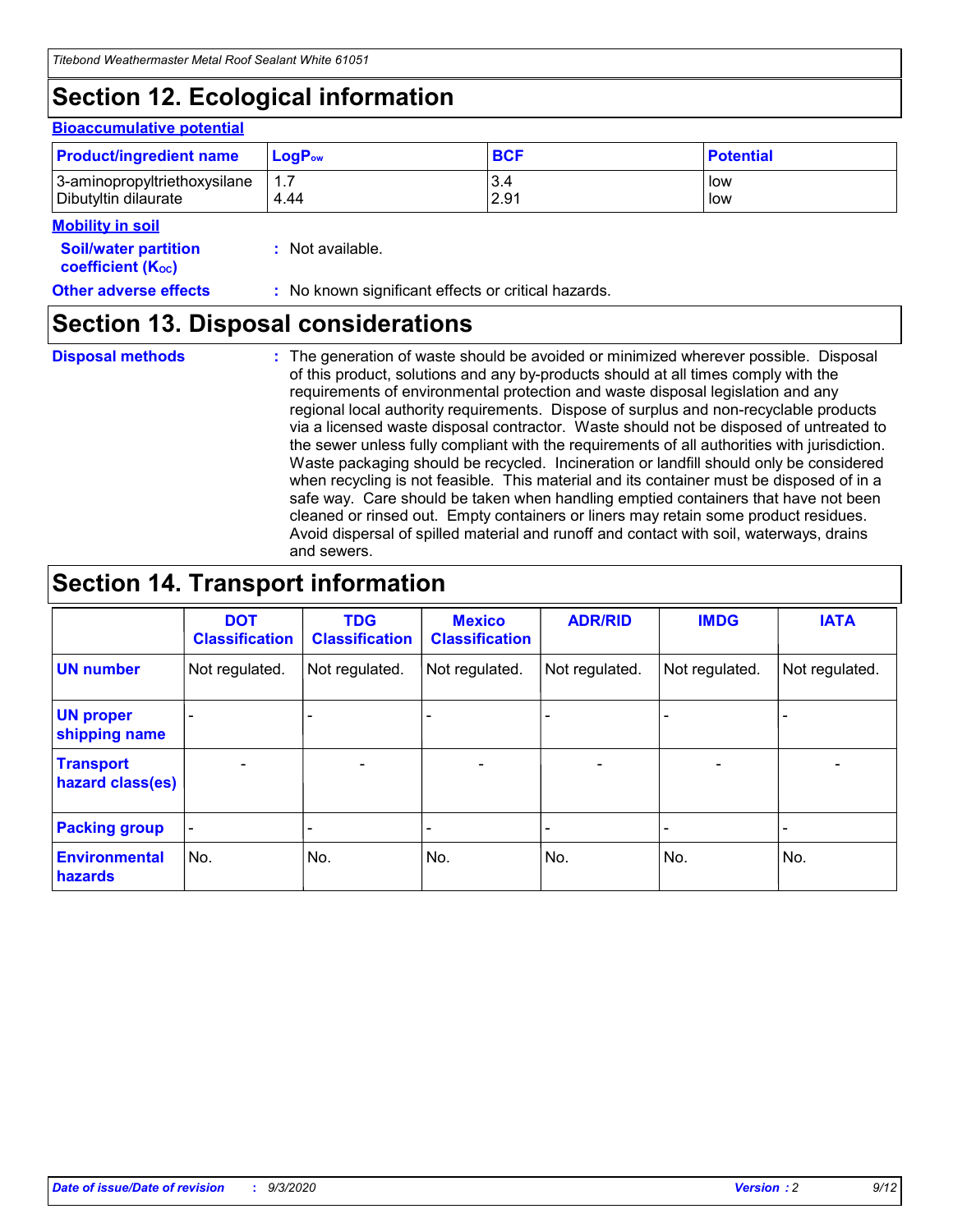## Section 12. Ecological information

### Bioaccumulative potential

| Product/ingredient name | $LogP_{ow}$ | BCF | Potential |
|---|---|---|---|
| 3-aminopropyltriethoxysilane | 1.7 | 3.4 | low |
| Dibutyltin dilaurate | 4.44 | 2.91 | low |

### Mobility in soil

**Soil/water partition coefficient ($K_{OC}$)** : Not available.

**Other adverse effects** : No known significant effects or critical hazards.

## Section 13. Disposal considerations

**Disposal methods** : The generation of waste should be avoided or minimized wherever possible. Disposal of this product, solutions and any by-products should at all times comply with the requirements of environmental protection and waste disposal legislation and any regional local authority requirements. Dispose of surplus and non-recyclable products via a licensed waste disposal contractor. Waste should not be disposed of untreated to the sewer unless fully compliant with the requirements of all authorities with jurisdiction. Waste packaging should be recycled. Incineration or landfill should only be considered when recycling is not feasible. This material and its container must be disposed of in a safe way. Care should be taken when handling emptied containers that have not been cleaned or rinsed out. Empty containers or liners may retain some product residues. Avoid dispersal of spilled material and runoff and contact with soil, waterways, drains and sewers.

## Section 14. Transport information

| | DOT Classification | TDG Classification | Mexico Classification | ADR/RID | IMDG | IATA |
|---|---|---|---|---|---|---|
| UN number | Not regulated. | Not regulated. | Not regulated. | Not regulated. | Not regulated. | Not regulated. |
| UN proper shipping name | - | - | - | - | - | - |
| Transport hazard class(es) | - | - | - | - | - | - |
| Packing group | - | - | - | - | - | - |
| Environmental hazards | No. | No. | No. | No. | No. | No. |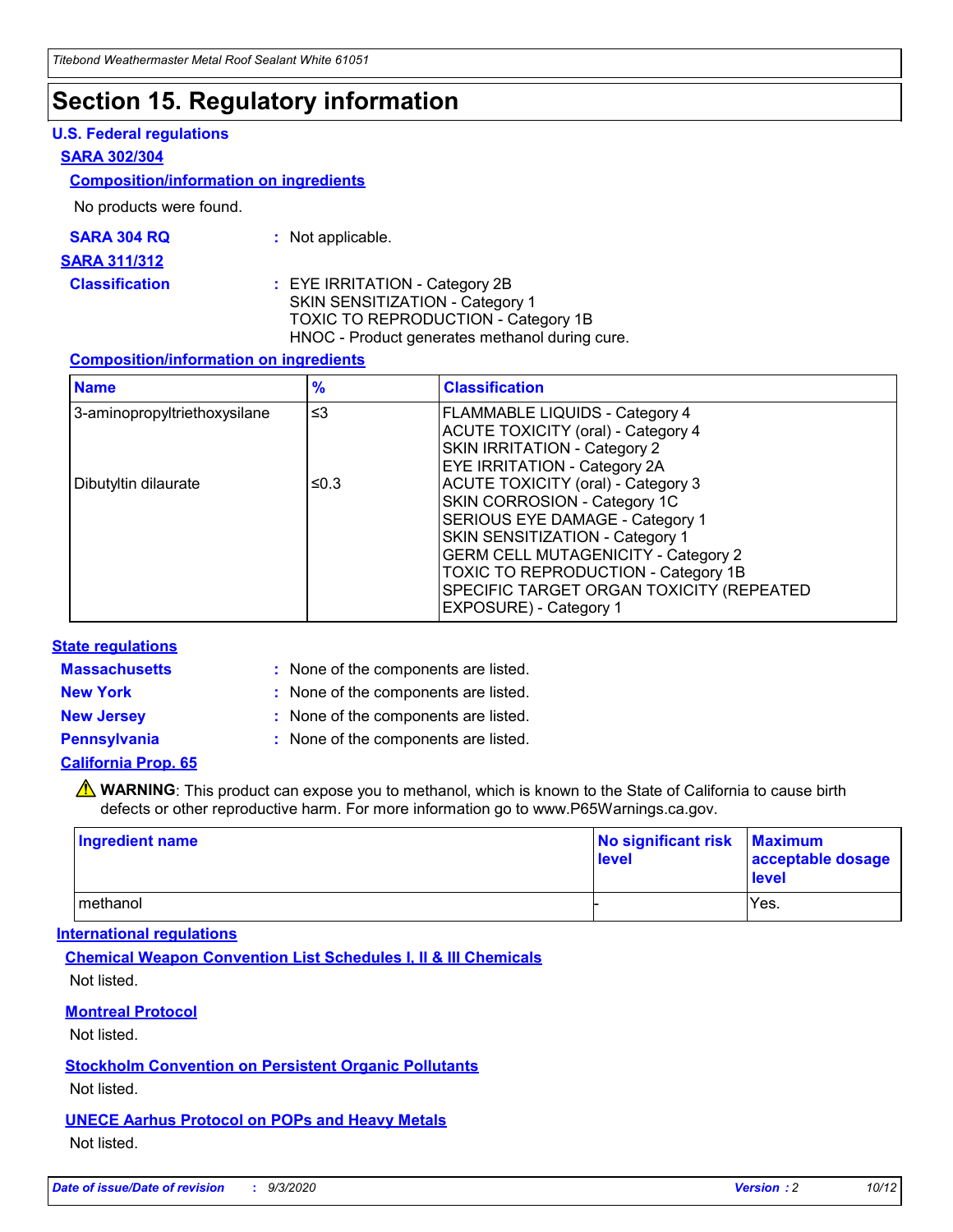# Section 15. Regulatory information

### U.S. Federal regulations

**SARA 302/304**

**Composition/information on ingredients**

No products were found.

**SARA 304 RQ** : Not applicable.

**SARA 311/312**

**Classification** : EYE IRRITATION - Category 2B
SKIN SENSITIZATION - Category 1
TOXIC TO REPRODUCTION - Category 1B
HNOC - Product generates methanol during cure.

**Composition/information on ingredients**

| Name | % | Classification |
|---|---|---|
| 3-aminopropyltriethoxysilane | ≤3 | FLAMMABLE LIQUIDS - Category 4<br>ACUTE TOXICITY (oral) - Category 4<br>SKIN IRRITATION - Category 2<br>EYE IRRITATION - Category 2A |
| Dibutyltin dilaurate | ≤0.3 | ACUTE TOXICITY (oral) - Category 3<br>SKIN CORROSION - Category 1C<br>SERIOUS EYE DAMAGE - Category 1<br>SKIN SENSITIZATION - Category 1<br>GERM CELL MUTAGENICITY - Category 2<br>TOXIC TO REPRODUCTION - Category 1B<br>SPECIFIC TARGET ORGAN TOXICITY (REPEATED EXPOSURE) - Category 1 |

### State regulations

**Massachusetts** : None of the components are listed.

**New York** : None of the components are listed.

**New Jersey** : None of the components are listed.

**Pennsylvania** : None of the components are listed.

**California Prop. 65**

⚠ **WARNING**: This product can expose you to methanol, which is known to the State of California to cause birth defects or other reproductive harm. For more information go to www.P65Warnings.ca.gov.

| Ingredient name | No significant risk level | Maximum acceptable dosage level |
|---|---|---|
| methanol | - | Yes. |

### International regulations

**Chemical Weapon Convention List Schedules I, II & III Chemicals**

Not listed.

**Montreal Protocol**

Not listed.

**Stockholm Convention on Persistent Organic Pollutants**

Not listed.

**UNECE Aarhus Protocol on POPs and Heavy Metals**

Not listed.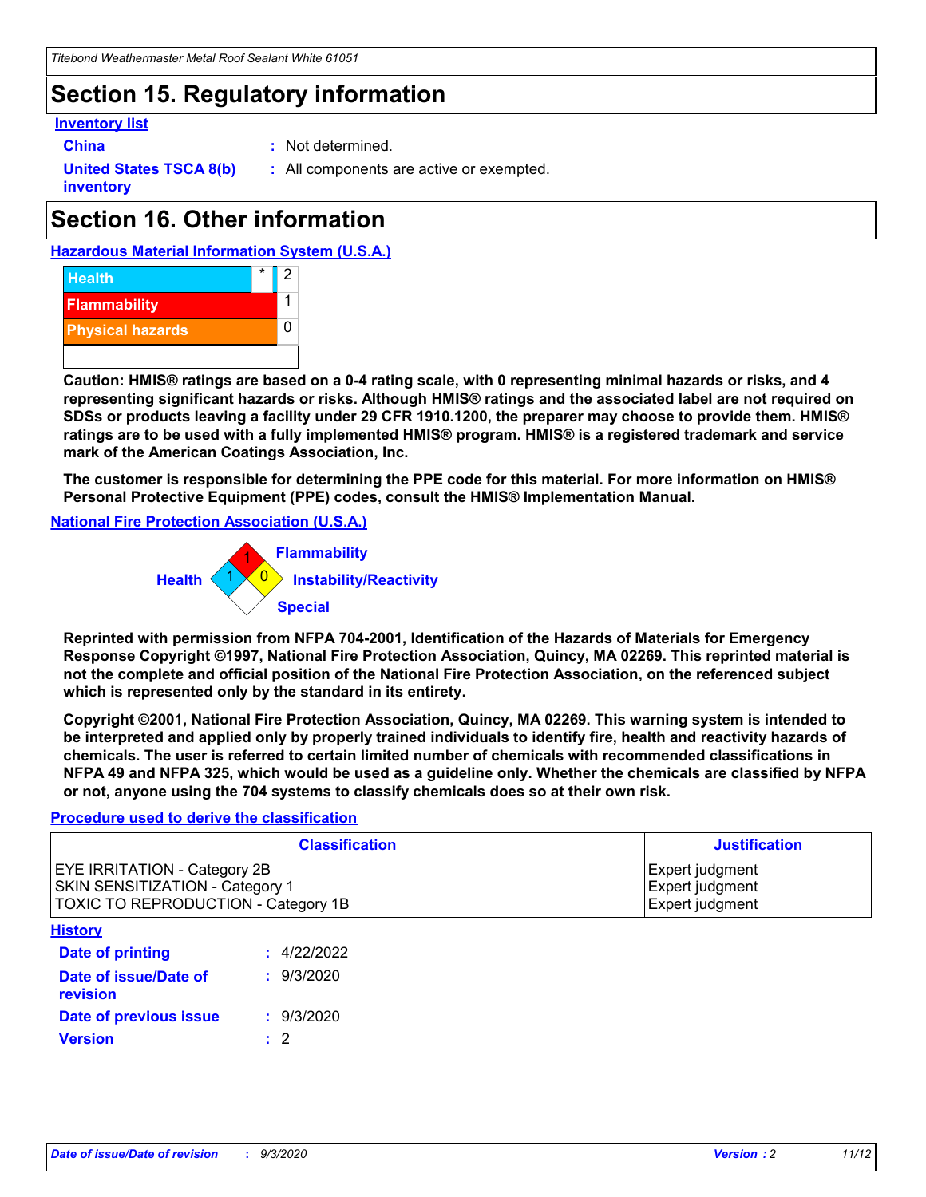## Section 15. Regulatory information

**Inventory list**

**China** : Not determined.

**United States TSCA 8(b) inventory** : All components are active or exempted.

## Section 16. Other information

**Hazardous Material Information System (U.S.A.)**

| | | |
|---|---|---|
| Health | * | 2 |
| Flammability | | 1 |
| Physical hazards | | 0 |

**Caution: HMIS® ratings are based on a 0-4 rating scale, with 0 representing minimal hazards or risks, and 4 representing significant hazards or risks. Although HMIS® ratings and the associated label are not required on SDSs or products leaving a facility under 29 CFR 1910.1200, the preparer may choose to provide them. HMIS® ratings are to be used with a fully implemented HMIS® program. HMIS® is a registered trademark and service mark of the American Coatings Association, Inc.**

**The customer is responsible for determining the PPE code for this material. For more information on HMIS® Personal Protective Equipment (PPE) codes, consult the HMIS® Implementation Manual.**

**National Fire Protection Association (U.S.A.)**

Flammability: 1
Health: 1
Instability/Reactivity: 0
Special:

**Reprinted with permission from NFPA 704-2001, Identification of the Hazards of Materials for Emergency Response Copyright ©1997, National Fire Protection Association, Quincy, MA 02269. This reprinted material is not the complete and official position of the National Fire Protection Association, on the referenced subject which is represented only by the standard in its entirety.**

**Copyright ©2001, National Fire Protection Association, Quincy, MA 02269. This warning system is intended to be interpreted and applied only by properly trained individuals to identify fire, health and reactivity hazards of chemicals. The user is referred to certain limited number of chemicals with recommended classifications in NFPA 49 and NFPA 325, which would be used as a guideline only. Whether the chemicals are classified by NFPA or not, anyone using the 704 systems to classify chemicals does so at their own risk.**

**Procedure used to derive the classification**

| Classification | Justification |
|---|---|
| EYE IRRITATION - Category 2B | Expert judgment |
| SKIN SENSITIZATION - Category 1 | Expert judgment |
| TOXIC TO REPRODUCTION - Category 1B | Expert judgment |

**History**

**Date of printing** : 4/22/2022

**Date of issue/Date of revision** : 9/3/2020

**Date of previous issue** : 9/3/2020

**Version** : 2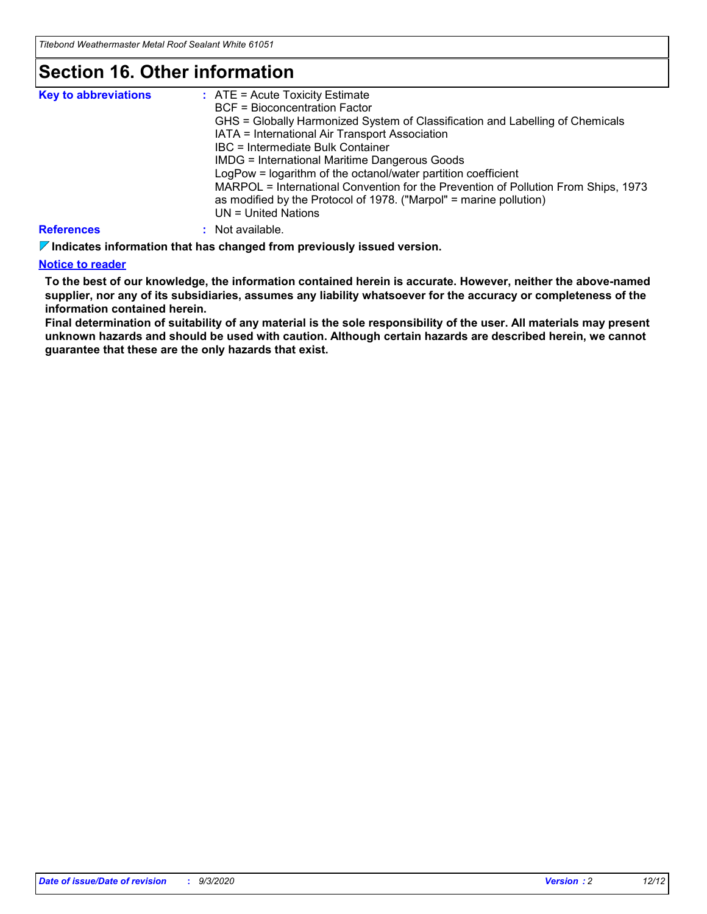## Section 16. Other information

**Key to abbreviations** : ATE = Acute Toxicity Estimate
BCF = Bioconcentration Factor
GHS = Globally Harmonized System of Classification and Labelling of Chemicals
IATA = International Air Transport Association
IBC = Intermediate Bulk Container
IMDG = International Maritime Dangerous Goods
LogPow = logarithm of the octanol/water partition coefficient
MARPOL = International Convention for the Prevention of Pollution From Ships, 1973 as modified by the Protocol of 1978. ("Marpol" = marine pollution)
UN = United Nations

**References** : Not available.

**Indicates information that has changed from previously issued version.**

**Notice to reader**

**To the best of our knowledge, the information contained herein is accurate. However, neither the above-named supplier, nor any of its subsidiaries, assumes any liability whatsoever for the accuracy or completeness of the information contained herein.**

**Final determination of suitability of any material is the sole responsibility of the user. All materials may present unknown hazards and should be used with caution. Although certain hazards are described herein, we cannot guarantee that these are the only hazards that exist.**